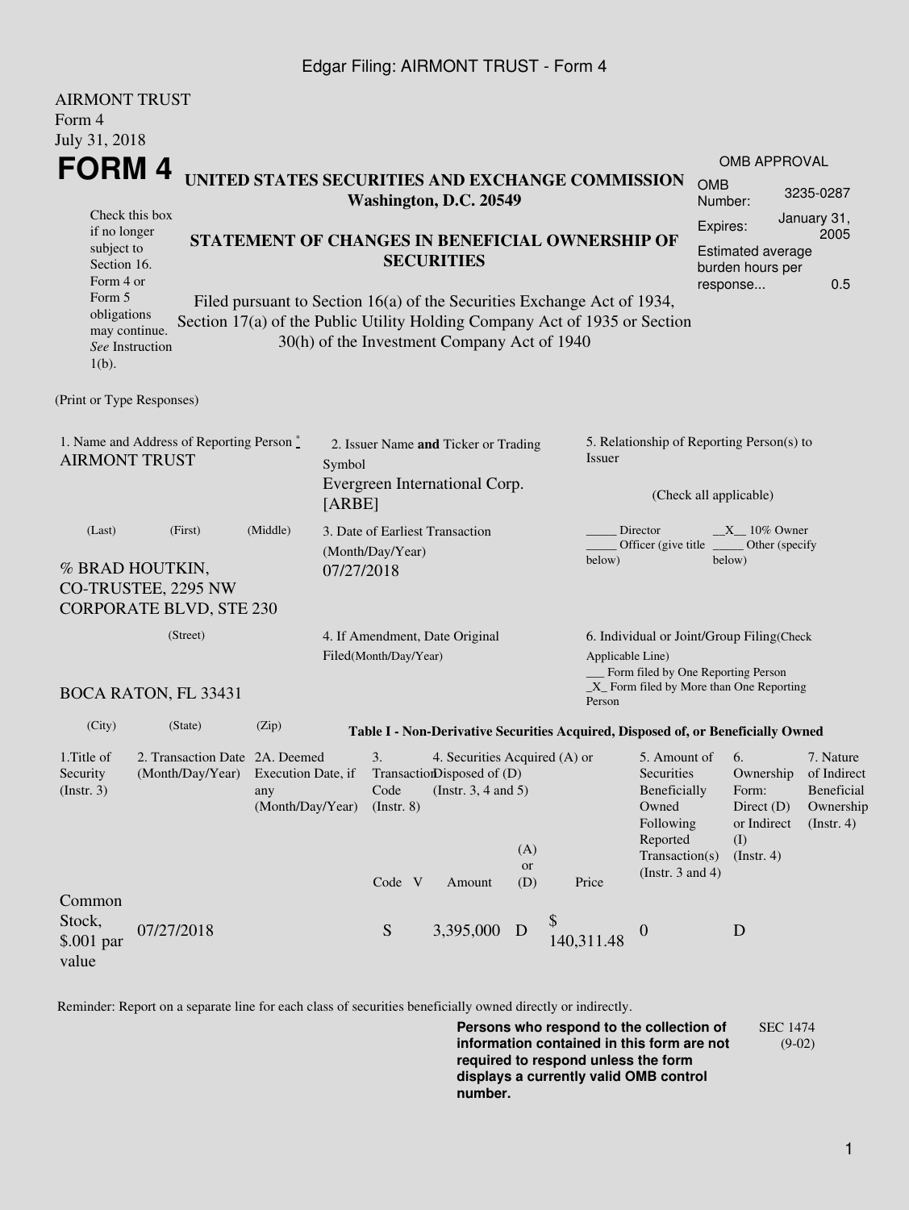Edgar Filing: AIRMONT TRUST - Form 4

AIRMONT TRUST
Form 4
July 31, 2018

# FORM 4

**UNITED STATES SECURITIES AND EXCHANGE COMMISSION**
**Washington, D.C. 20549**

| OMB APPROVAL | |
|---|---|
| OMB Number: | 3235-0287 |
| Expires: | January 31, 2005 |
| Estimated average burden hours per response... | 0.5 |

Check this box if no longer subject to Section 16. Form 4 or Form 5 obligations may continue. *See* Instruction 1(b).

**STATEMENT OF CHANGES IN BENEFICIAL OWNERSHIP OF SECURITIES**

Filed pursuant to Section 16(a) of the Securities Exchange Act of 1934, Section 17(a) of the Public Utility Holding Company Act of 1935 or Section 30(h) of the Investment Company Act of 1940

(Print or Type Responses)

1. Name and Address of Reporting Person *
AIRMONT TRUST

(Last) (First) (Middle)

% BRAD HOUTKIN, CO-TRUSTEE, 2295 NW CORPORATE BLVD, STE 230

(Street)

BOCA RATON, FL 33431

(City) (State) (Zip)

2. Issuer Name **and** Ticker or Trading Symbol
Evergreen International Corp. [ARBE]

3. Date of Earliest Transaction (Month/Day/Year)
07/27/2018

4. If Amendment, Date Original Filed(Month/Day/Year)

5. Relationship of Reporting Person(s) to Issuer

(Check all applicable)

_____ Director __X__ 10% Owner
_____ Officer (give title below) _____ Other (specify below)

6. Individual or Joint/Group Filing(Check Applicable Line)
___ Form filed by One Reporting Person
_X_ Form filed by More than One Reporting Person

**Table I - Non-Derivative Securities Acquired, Disposed of, or Beneficially Owned**

| 1.Title of Security (Instr. 3) | 2. Transaction Date (Month/Day/Year) | 2A. Deemed Execution Date, if any (Month/Day/Year) | 3. Transaction Code (Instr. 8) | | 4. Securities Acquired (A) or Disposed of (D) (Instr. 3, 4 and 5) | | | 5. Amount of Securities Beneficially Owned Following Reported Transaction(s) (Instr. 3 and 4) | 6. Ownership Form: Direct (D) or Indirect (I) (Instr. 4) | 7. Nature of Indirect Beneficial Ownership (Instr. 4) |
|---|---|---|---|---|---|---|---|---|---|---|
| | | | Code | V | Amount | (A) or (D) | Price | | | |
| Common Stock, $.001 par value | 07/27/2018 | | S | | 3,395,000 | D | $ 140,311.48 | 0 | D | |

Reminder: Report on a separate line for each class of securities beneficially owned directly or indirectly.

**Persons who respond to the collection of information contained in this form are not required to respond unless the form displays a currently valid OMB control number.**

SEC 1474 (9-02)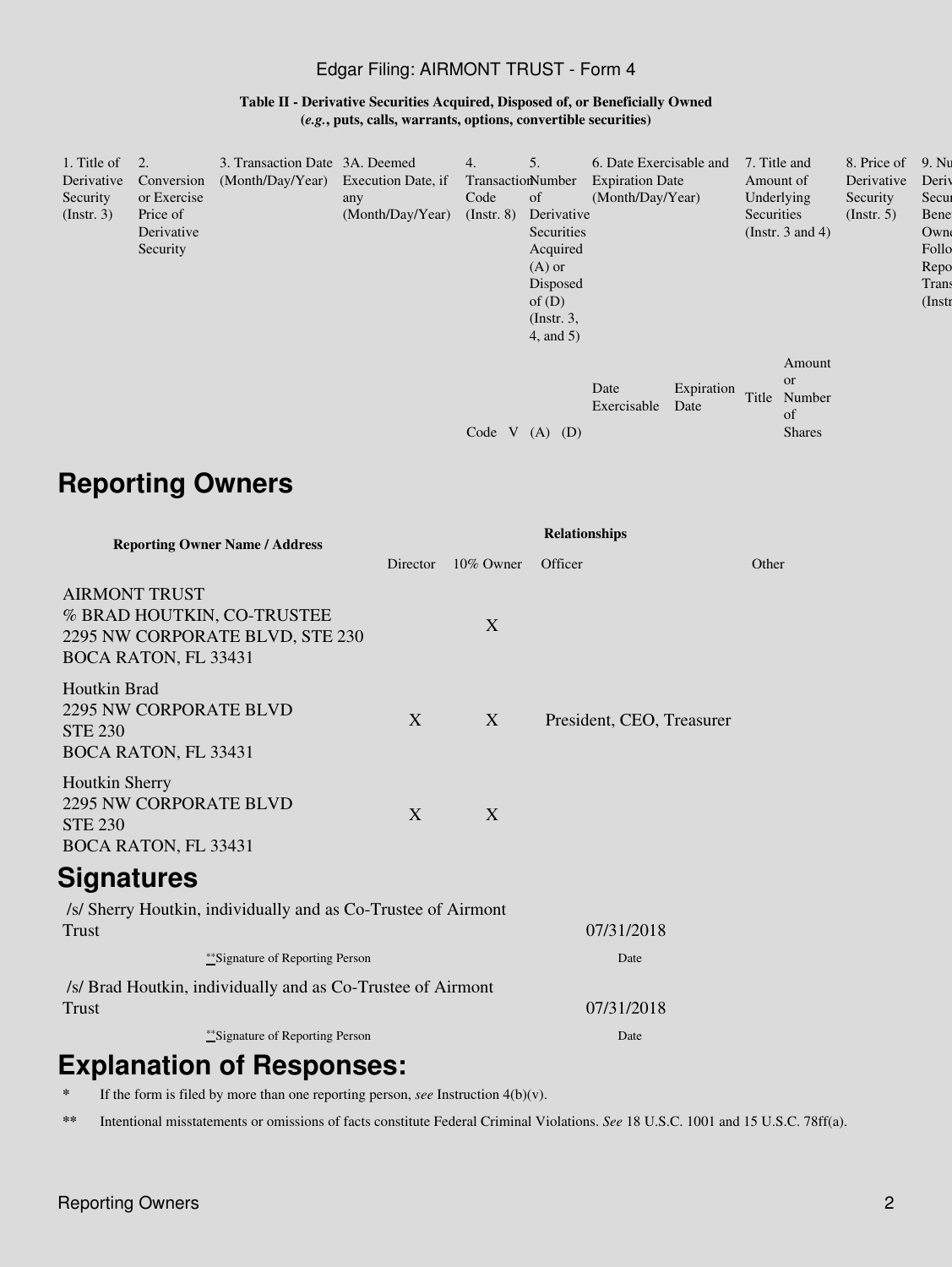### Table II - Derivative Securities Acquired, Disposed of, or Beneficially Owned
**(*e.g.*, puts, calls, warrants, options, convertible securities)**

| 1. Title of Derivative Security (Instr. 3) | 2. Conversion or Exercise Price of Derivative Security | 3. Transaction Date (Month/Day/Year) | 3A. Deemed Execution Date, if any (Month/Day/Year) | 4. Transaction Code (Instr. 8) | | 5. Number of Derivative Securities Acquired (A) or Disposed of (D) (Instr. 3, 4, and 5) | | 6. Date Exercisable and Expiration Date (Month/Day/Year) | | 7. Title and Amount of Underlying Securities (Instr. 3 and 4) | | 8. Price of Derivative Security (Instr. 5) | 9. Nu Deriv Secur Bene Owne Follo Repo Trans (Instr |
|---|---|---|---|---|---|---|---|---|---|---|---|---|---|
| | | | | Code | V | (A) | (D) | Date Exercisable | Expiration Date | Title | Amount or Number of Shares | | |

## Reporting Owners

| Reporting Owner Name / Address | Relationships | | | |
|---|---|---|---|---|
| | Director | 10% Owner | Officer | Other |
| AIRMONT TRUST<br>% BRAD HOUTKIN, CO-TRUSTEE<br>2295 NW CORPORATE BLVD, STE 230<br>BOCA RATON, FL 33431 | | X | | |
| Houtkin Brad<br>2295 NW CORPORATE BLVD<br>STE 230<br>BOCA RATON, FL 33431 | X | X | President, CEO, Treasurer | |
| Houtkin Sherry<br>2295 NW CORPORATE BLVD<br>STE 230<br>BOCA RATON, FL 33431 | X | X | | |

## Signatures

| | |
|---|---|
| /s/ Sherry Houtkin, individually and as Co-Trustee of Airmont Trust | 07/31/2018 |
| **Signature of Reporting Person | Date |
| /s/ Brad Houtkin, individually and as Co-Trustee of Airmont Trust | 07/31/2018 |
| **Signature of Reporting Person | Date |

## Explanation of Responses:

\* If the form is filed by more than one reporting person, *see* Instruction 4(b)(v).

\** Intentional misstatements or omissions of facts constitute Federal Criminal Violations. *See* 18 U.S.C. 1001 and 15 U.S.C. 78ff(a).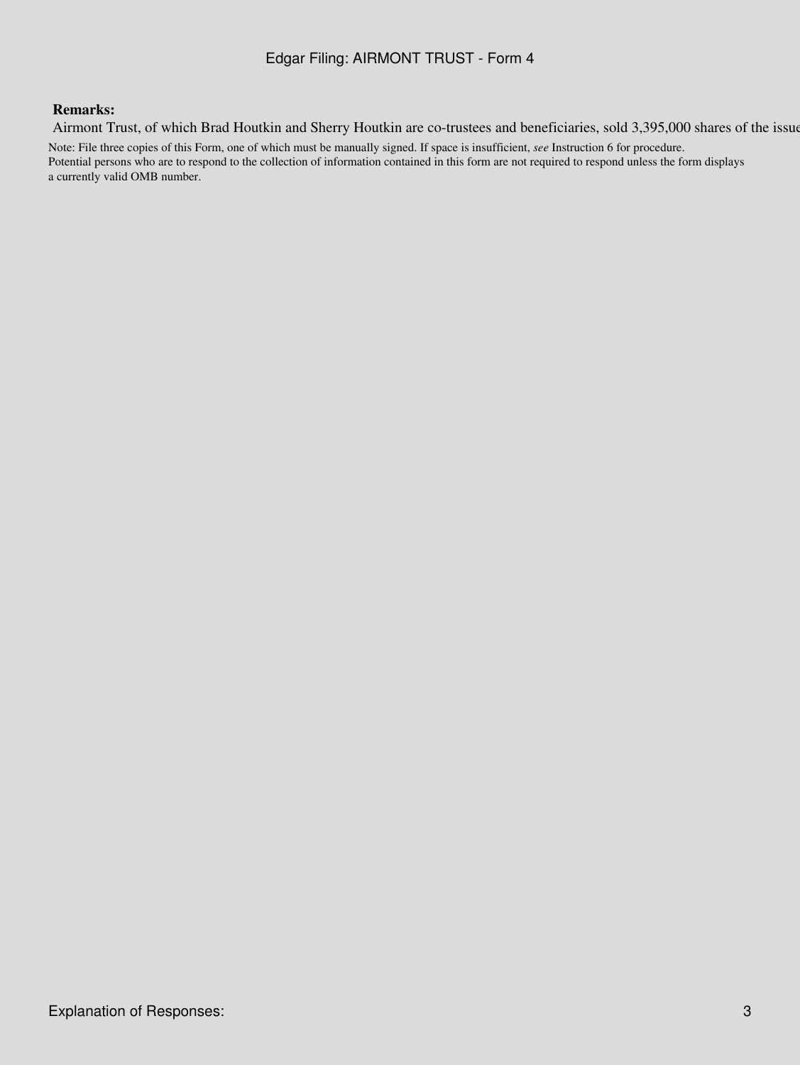**Remarks:**

Airmont Trust, of which Brad Houtkin and Sherry Houtkin are co-trustees and beneficiaries, sold 3,395,000 shares of the issue

Note: File three copies of this Form, one of which must be manually signed. If space is insufficient, *see* Instruction 6 for procedure.
Potential persons who are to respond to the collection of information contained in this form are not required to respond unless the form displays a currently valid OMB number.

Explanation of Responses: